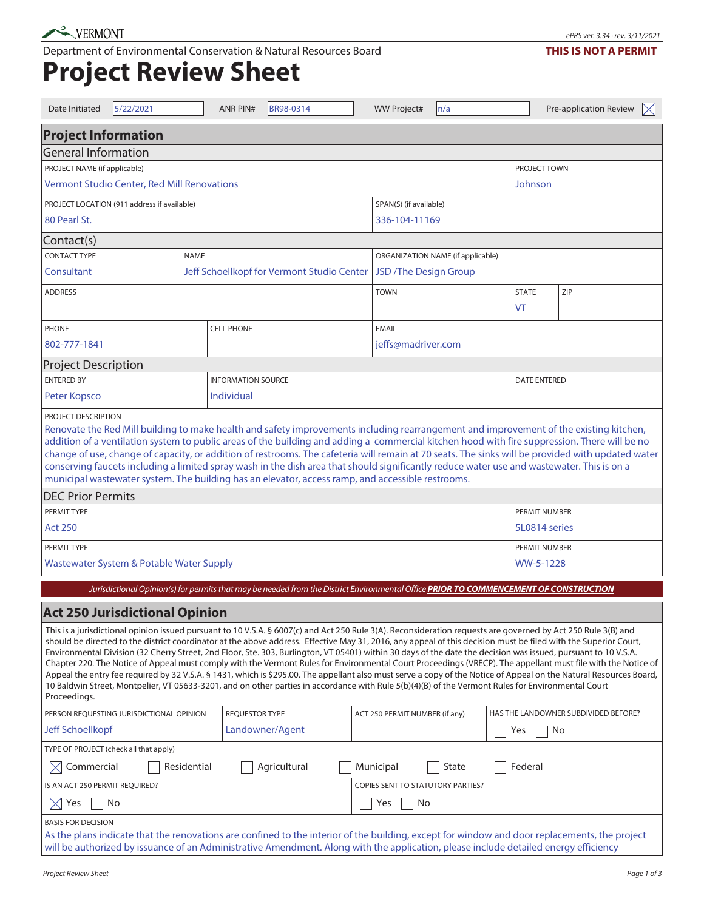VERMONT

Department of Environmental Conservation & Natural Resources Board

**THIS IS NOT A PERMIT**

# Project Review Sheet

| Date Initiated | 5/22/2021 | ANR PIN# | BR98-0314 | WW Project# | n/a | Pre-application Review | ☒ |
|---|---|---|---|---|---|---|---|

## Project Information

### General Information

| PROJECT NAME (if applicable) | PROJECT TOWN |
|---|---|
| Vermont Studio Center, Red Mill Renovations | Johnson |

| PROJECT LOCATION (911 address if available) | SPAN(S) (if available) |
|---|---|
| 80 Pearl St. | 336-104-11169 |

### Contact(s)

| CONTACT TYPE | NAME | ORGANIZATION NAME (if applicable) |
|---|---|---|
| Consultant | Jeff Schoellkopf for Vermont Studio Center | JSD /The Design Group |

| ADDRESS | TOWN | STATE | ZIP |
|---|---|---|---|
| | | VT | |

| PHONE | CELL PHONE | EMAIL |
|---|---|---|
| 802-777-1841 | | jeffs@madriver.com |

### Project Description

| ENTERED BY | INFORMATION SOURCE | DATE ENTERED |
|---|---|---|
| Peter Kopsco | Individual | |

PROJECT DESCRIPTION

Renovate the Red Mill building to make health and safety improvements including rearrangement and improvement of the existing kitchen, addition of a ventilation system to public areas of the building and adding a commercial kitchen hood with fire suppression. There will be no change of use, change of capacity, or addition of restrooms. The cafeteria will remain at 70 seats. The sinks will be provided with updated water conserving faucets including a limited spray wash in the dish area that should significantly reduce water use and wastewater. This is on a municipal wastewater system. The building has an elevator, access ramp, and accessible restrooms.

### DEC Prior Permits

| PERMIT TYPE | PERMIT NUMBER |
|---|---|
| Act 250 | 5L0814 series |
| Wastewater System & Potable Water Supply | WW-5-1228 |

*Jurisdictional Opinion(s) for permits that may be needed from the District Environmental Office* ***PRIOR TO COMMENCEMENT OF CONSTRUCTION***

## Act 250 Jurisdictional Opinion

This is a jurisdictional opinion issued pursuant to 10 V.S.A. § 6007(c) and Act 250 Rule 3(A). Reconsideration requests are governed by Act 250 Rule 3(B) and should be directed to the district coordinator at the above address. Effective May 31, 2016, any appeal of this decision must be filed with the Superior Court, Environmental Division (32 Cherry Street, 2nd Floor, Ste. 303, Burlington, VT 05401) within 30 days of the date the decision was issued, pursuant to 10 V.S.A. Chapter 220. The Notice of Appeal must comply with the Vermont Rules for Environmental Court Proceedings (VRECP). The appellant must file with the Notice of Appeal the entry fee required by 32 V.S.A. § 1431, which is $295.00. The appellant also must serve a copy of the Notice of Appeal on the Natural Resources Board, 10 Baldwin Street, Montpelier, VT 05633-3201, and on other parties in accordance with Rule 5(b)(4)(B) of the Vermont Rules for Environmental Court Proceedings.

| PERSON REQUESTING JURISDICTIONAL OPINION | REQUESTOR TYPE | ACT 250 PERMIT NUMBER (if any) | HAS THE LANDOWNER SUBDIVIDED BEFORE? |
|---|---|---|---|
| Jeff Schoellkopf | Landowner/Agent | | ☐ Yes ☐ No |

TYPE OF PROJECT (check all that apply)

☒ Commercial ☐ Residential ☐ Agricultural ☐ Municipal ☐ State ☐ Federal

| IS AN ACT 250 PERMIT REQUIRED? | COPIES SENT TO STATUTORY PARTIES? |
|---|---|
| ☒ Yes ☐ No | ☐ Yes ☐ No |

BASIS FOR DECISION

As the plans indicate that the renovations are confined to the interior of the building, except for window and door replacements, the project will be authorized by issuance of an Administrative Amendment. Along with the application, please include detailed energy efficiency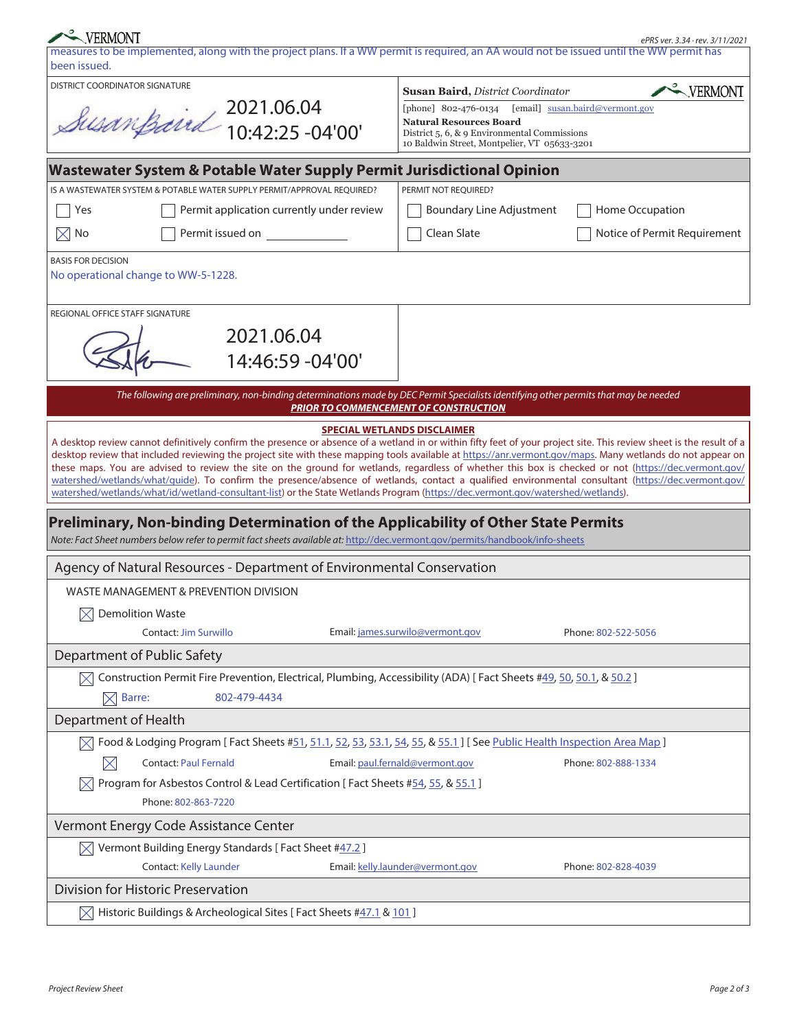measures to be implemented, along with the project plans. If a WW permit is required, an AA would not be issued until the WW permit has been issued.

DISTRICT COORDINATOR SIGNATURE

Susan Baird 2021.06.04 10:42:25 -04'00'

**Susan Baird,** *District Coordinator*
[phone] 802-476-0134 [email] susan.baird@vermont.gov
**Natural Resources Board**
District 5, 6, & 9 Environmental Commissions
10 Baldwin Street, Montpelier, VT 05633-3201

## Wastewater System & Potable Water Supply Permit Jurisdictional Opinion

IS A WASTEWATER SYSTEM & POTABLE WATER SUPPLY PERMIT/APPROVAL REQUIRED?

- ☐ Yes
- ☐ Permit application currently under review
- ☒ No
- ☐ Permit issued on ____________

PERMIT NOT REQUIRED?

- ☐ Boundary Line Adjustment
- ☐ Home Occupation
- ☐ Clean Slate
- ☐ Notice of Permit Requirement

BASIS FOR DECISION

No operational change to WW-5-1228.

REGIONAL OFFICE STAFF SIGNATURE

2021.06.04 14:46:59 -04'00'

*The following are preliminary, non-binding determinations made by DEC Permit Specialists identifying other permits that may be needed* ***PRIOR TO COMMENCEMENT OF CONSTRUCTION***

**SPECIAL WETLANDS DISCLAIMER**

A desktop review cannot definitively confirm the presence or absence of a wetland in or within fifty feet of your project site. This review sheet is the result of a desktop review that included reviewing the project site with these mapping tools available at https://anr.vermont.gov/maps. Many wetlands do not appear on these maps. You are advised to review the site on the ground for wetlands, regardless of whether this box is checked or not (https://dec.vermont.gov/watershed/wetlands/what/guide). To confirm the presence/absence of wetlands, contact a qualified environmental consultant (https://dec.vermont.gov/watershed/wetlands/what/id/wetland-consultant-list) or the State Wetlands Program (https://dec.vermont.gov/watershed/wetlands).

## Preliminary, Non-binding Determination of the Applicability of Other State Permits

*Note: Fact Sheet numbers below refer to permit fact sheets available at: http://dec.vermont.gov/permits/handbook/info-sheets*

### Agency of Natural Resources - Department of Environmental Conservation

WASTE MANAGEMENT & PREVENTION DIVISION

☒ Demolition Waste

Contact: Jim Surwillo | Email: james.surwilo@vermont.gov | Phone: 802-522-5056

### Department of Public Safety

☒ Construction Permit Fire Prevention, Electrical, Plumbing, Accessibility (ADA) [ Fact Sheets #49, 50, 50.1, & 50.2 ]

☒ Barre: 802-479-4434

### Department of Health

☒ Food & Lodging Program [ Fact Sheets #51, 51.1, 52, 53, 53.1, 54, 55, & 55.1 ] [ See Public Health Inspection Area Map ]

☒ Contact: Paul Fernald | Email: paul.fernald@vermont.gov | Phone: 802-888-1334

☒ Program for Asbestos Control & Lead Certification [ Fact Sheets #54, 55, & 55.1 ]

Phone: 802-863-7220

### Vermont Energy Code Assistance Center

☒ Vermont Building Energy Standards [ Fact Sheet #47.2 ]

Contact: Kelly Launder | Email: kelly.launder@vermont.gov | Phone: 802-828-4039

### Division for Historic Preservation

☒ Historic Buildings & Archeological Sites [ Fact Sheets #47.1 & 101 ]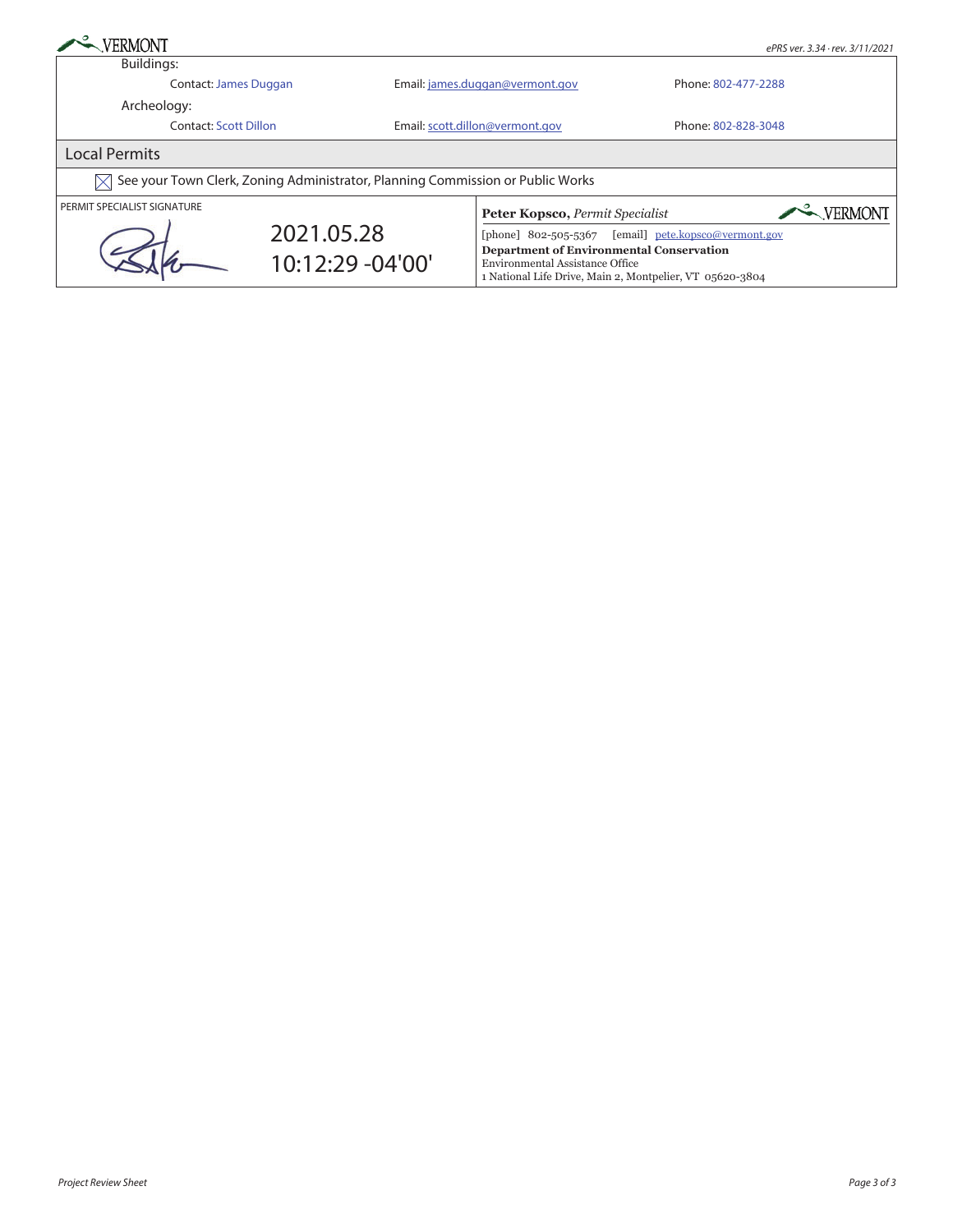Buildings:

Contact: James Duggan | Email: james.duggan@vermont.gov | Phone: 802-477-2288

Archeology:

Contact: Scott Dillon | Email: scott.dillon@vermont.gov | Phone: 802-828-3048

## Local Permits

☒ See your Town Clerk, Zoning Administrator, Planning Commission or Public Works

| PERMIT SPECIALIST SIGNATURE | |
|---|---|
| 2021.05.28 10:12:29 -04'00' | **Peter Kopsco,** *Permit Specialist*<br>[phone] 802-505-5367 [email] pete.kopsco@vermont.gov<br>**Department of Environmental Conservation**<br>Environmental Assistance Office<br>1 National Life Drive, Main 2, Montpelier, VT 05620-3804 |